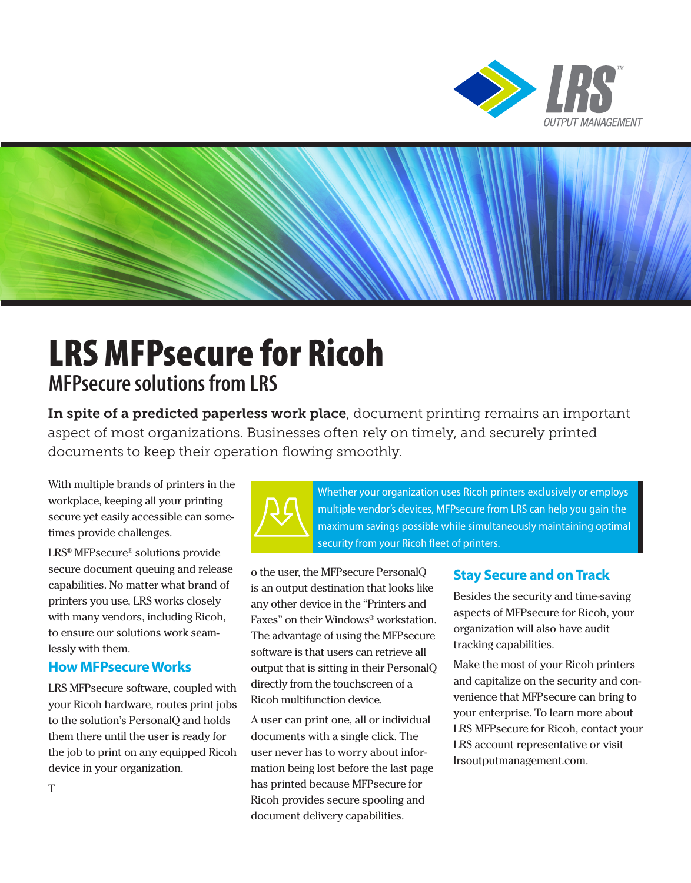# LRS MFPsecure for Ricoh

## MFPsecure solutions from LRS

**In spite of a predicted paperless work place**, document printing remains an important aspect of most organizations. Businesses often rely on timely, and securely printed documents to keep their operation flowing smoothly.

With multiple brands of printers in the workplace, keeping all your printing secure yet easily accessible can sometimes provide challenges.

LRS® MFPsecure® solutions provide secure document queuing and release capabilities. No matter what brand of printers you use, LRS works closely with many vendors, including Ricoh, to ensure our solutions work seamlessly with them.

### How MFPsecure Works

LRS MFPsecure software, coupled with your Ricoh hardware, routes print jobs to the solution's PersonalQ and holds them there until the user is ready for the job to print on any equipped Ricoh device in your organization.

T

Whether your organization uses Ricoh printers exclusively or employs multiple vendor's devices, MFPsecure from LRS can help you gain the maximum savings possible while simultaneously maintaining optimal security from your Ricoh fleet of printers.

o the user, the MFPsecure PersonalQ is an output destination that looks like any other device in the "Printers and Faxes" on their Windows® workstation. The advantage of using the MFPsecure software is that users can retrieve all output that is sitting in their PersonalQ directly from the touchscreen of a Ricoh multifunction device.

A user can print one, all or individual documents with a single click. The user never has to worry about information being lost before the last page has printed because MFPsecure for Ricoh provides secure spooling and document delivery capabilities.

### Stay Secure and on Track

Besides the security and time-saving aspects of MFPsecure for Ricoh, your organization will also have audit tracking capabilities.

Make the most of your Ricoh printers and capitalize on the security and convenience that MFPsecure can bring to your enterprise. To learn more about LRS MFPsecure for Ricoh, contact your LRS account representative or visit lrsoutputmanagement.com.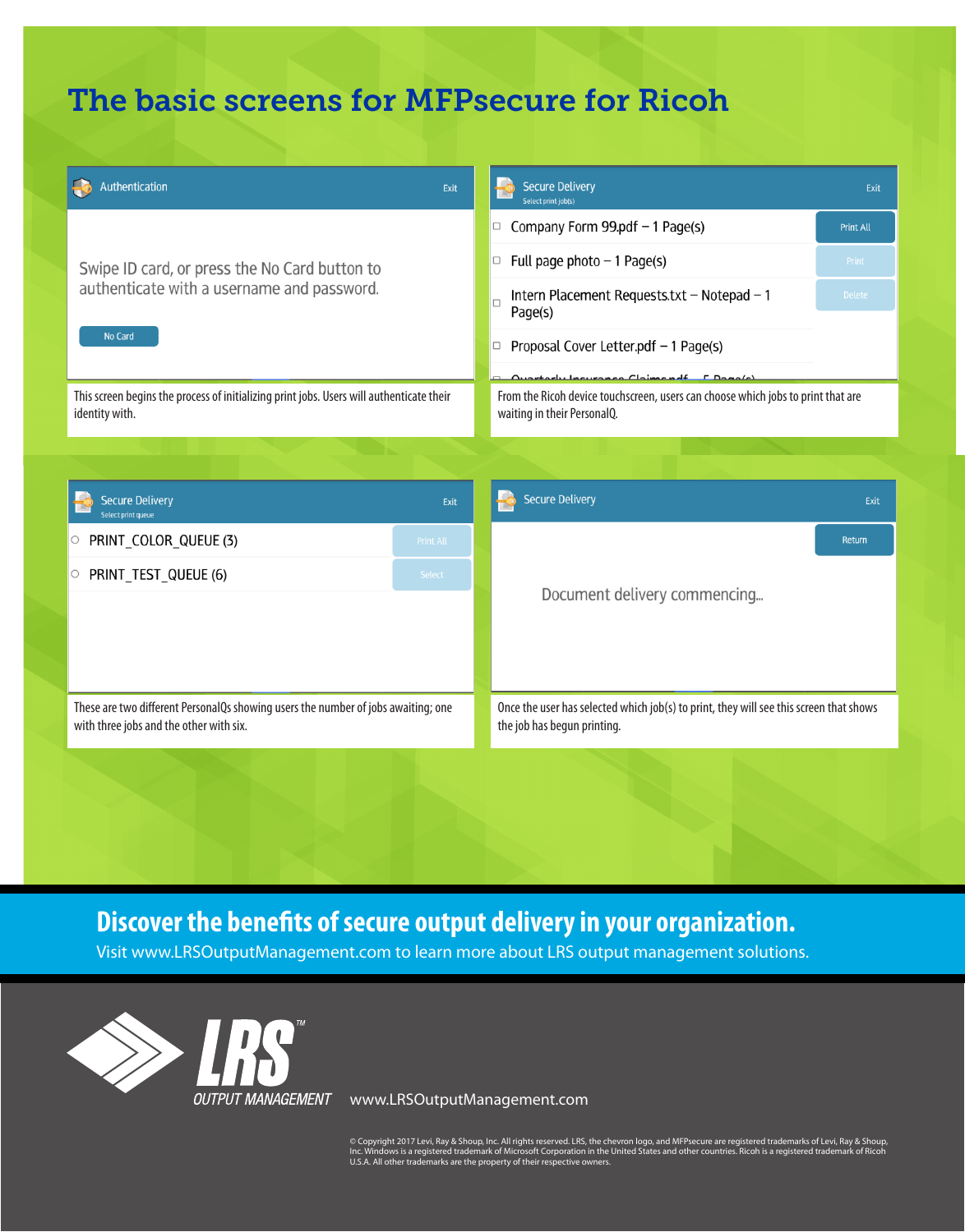# The basic screens for MFPsecure for Ricoh

Authentication

Exit

Swipe ID card, or press the No Card button to authenticate with a username and password.

No Card

This screen begins the process of initializing print jobs. Users will authenticate their identity with.

Secure Delivery
Select print job(s)

Exit

Company Form 99.pdf – 1 Page(s)

Full page photo – 1 Page(s)

Intern Placement Requests.txt – Notepad – 1 Page(s)

Proposal Cover Letter.pdf – 1 Page(s)

Print All

Print

Delete

From the Ricoh device touchscreen, users can choose which jobs to print that are waiting in their PersonalQ.

Secure Delivery
Select print queue

Exit

PRINT_COLOR_QUEUE (3)

PRINT_TEST_QUEUE (6)

Print All

Select

These are two different PersonalQs showing users the number of jobs awaiting; one with three jobs and the other with six.

Secure Delivery

Exit

Return

Document delivery commencing...

Once the user has selected which job(s) to print, they will see this screen that shows the job has begun printing.

## Discover the benefits of secure output delivery in your organization.

Visit www.LRSOutputManagement.com to learn more about LRS output management solutions.

LRS™ OUTPUT MANAGEMENT

www.LRSOutputManagement.com

© Copyright 2017 Levi, Ray & Shoup, Inc. All rights reserved. LRS, the chevron logo, and MFPsecure are registered trademarks of Levi, Ray & Shoup, Inc. Windows is a registered trademark of Microsoft Corporation in the United States and other countries. Ricoh is a registered trademark of Ricoh U.S.A. All other trademarks are the property of their respective owners.